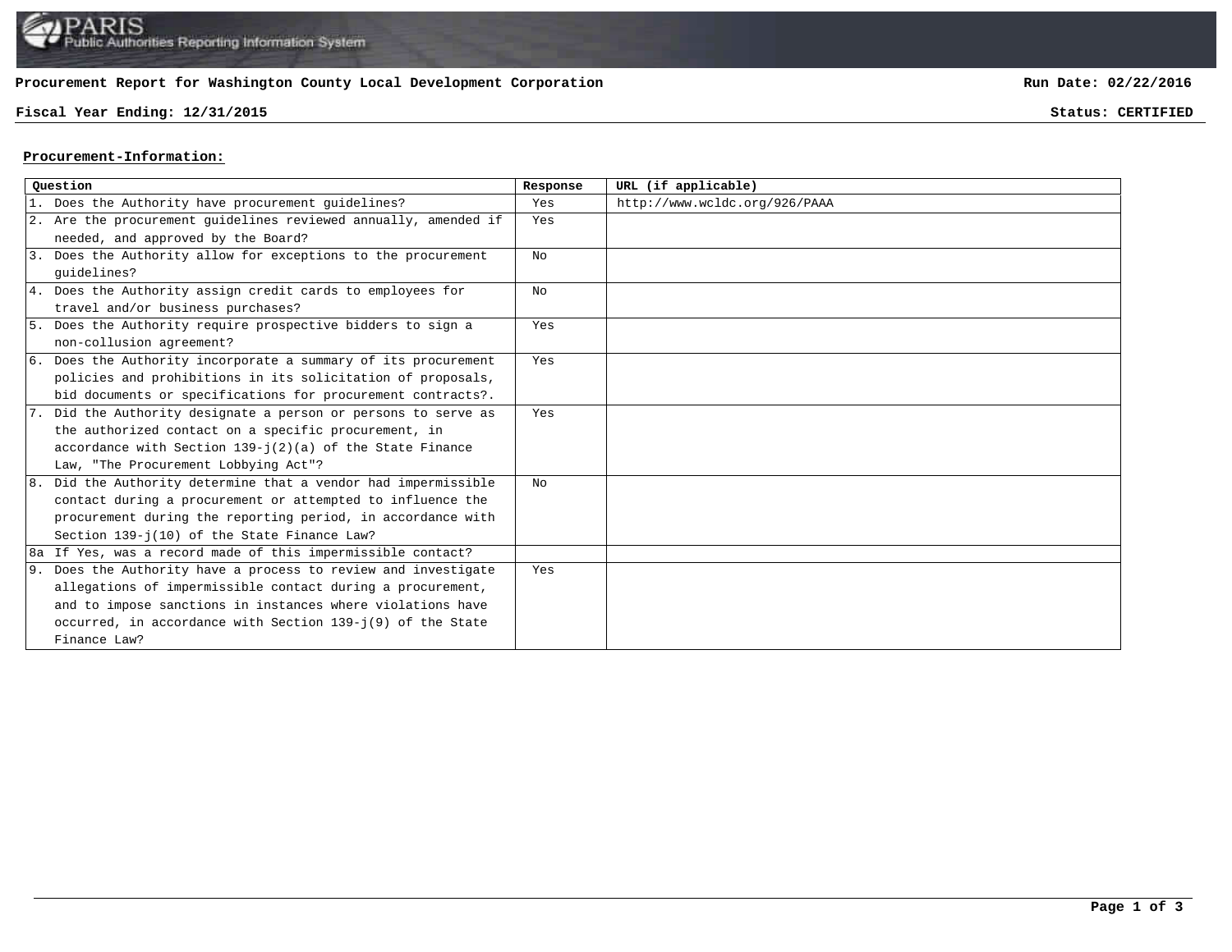PARIS Public Authorities Reporting Information System

**Procurement Report for Washington County Local Development Corporation** **Run Date: 02/22/2016**

**Fiscal Year Ending: 12/31/2015** **Status: CERTIFIED**

## Procurement-Information:

| Question | Response | URL (if applicable) |
|---|---|---|
| 1. Does the Authority have procurement guidelines? | Yes | http://www.wcldc.org/926/PAAA |
| 2. Are the procurement guidelines reviewed annually, amended if needed, and approved by the Board? | Yes | |
| 3. Does the Authority allow for exceptions to the procurement guidelines? | No | |
| 4. Does the Authority assign credit cards to employees for travel and/or business purchases? | No | |
| 5. Does the Authority require prospective bidders to sign a non-collusion agreement? | Yes | |
| 6. Does the Authority incorporate a summary of its procurement policies and prohibitions in its solicitation of proposals, bid documents or specifications for procurement contracts?. | Yes | |
| 7. Did the Authority designate a person or persons to serve as the authorized contact on a specific procurement, in accordance with Section 139-j(2)(a) of the State Finance Law, "The Procurement Lobbying Act"? | Yes | |
| 8. Did the Authority determine that a vendor had impermissible contact during a procurement or attempted to influence the procurement during the reporting period, in accordance with Section 139-j(10) of the State Finance Law? | No | |
| 8a If Yes, was a record made of this impermissible contact? | | |
| 9. Does the Authority have a process to review and investigate allegations of impermissible contact during a procurement, and to impose sanctions in instances where violations have occurred, in accordance with Section 139-j(9) of the State Finance Law? | Yes | |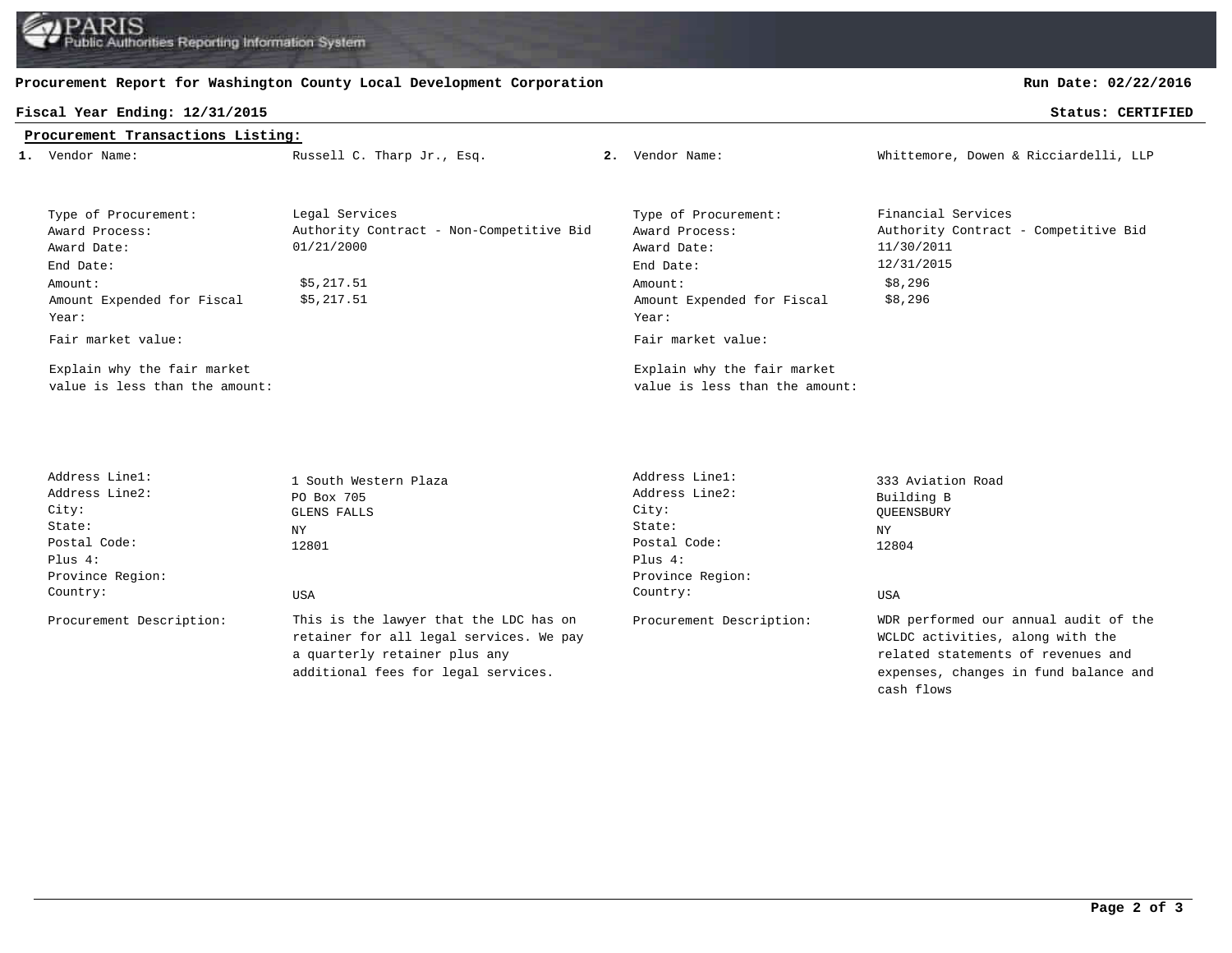**Procurement Report for Washington County Local Development Corporation**

**Run Date: 02/22/2016**

**Fiscal Year Ending: 12/31/2015**

**Status: CERTIFIED**

**Procurement Transactions Listing:**

**1.**

| Field | Value |
|---|---|
| Vendor Name: | Russell C. Tharp Jr., Esq. |
| Type of Procurement: | Legal Services |
| Award Process: | Authority Contract - Non-Competitive Bid |
| Award Date: | 01/21/2000 |
| End Date: | |
| Amount: | $5,217.51 |
| Amount Expended for Fiscal Year: | $5,217.51 |
| Fair market value: | |
| Explain why the fair market value is less than the amount: | |
| Address Line1: | 1 South Western Plaza |
| Address Line2: | PO Box 705 |
| City: | GLENS FALLS |
| State: | NY |
| Postal Code: | 12801 |
| Plus 4: | |
| Province Region: | |
| Country: | USA |
| Procurement Description: | This is the lawyer that the LDC has on retainer for all legal services. We pay a quarterly retainer plus any additional fees for legal services. |

**2.**

| Field | Value |
|---|---|
| Vendor Name: | Whittemore, Dowen & Ricciardelli, LLP |
| Type of Procurement: | Financial Services |
| Award Process: | Authority Contract - Competitive Bid |
| Award Date: | 11/30/2011 |
| End Date: | 12/31/2015 |
| Amount: | $8,296 |
| Amount Expended for Fiscal Year: | $8,296 |
| Fair market value: | |
| Explain why the fair market value is less than the amount: | |
| Address Line1: | 333 Aviation Road |
| Address Line2: | Building B |
| City: | QUEENSBURY |
| State: | NY |
| Postal Code: | 12804 |
| Plus 4: | |
| Province Region: | |
| Country: | USA |
| Procurement Description: | WDR performed our annual audit of the WCLDC activities, along with the related statements of revenues and expenses, changes in fund balance and cash flows |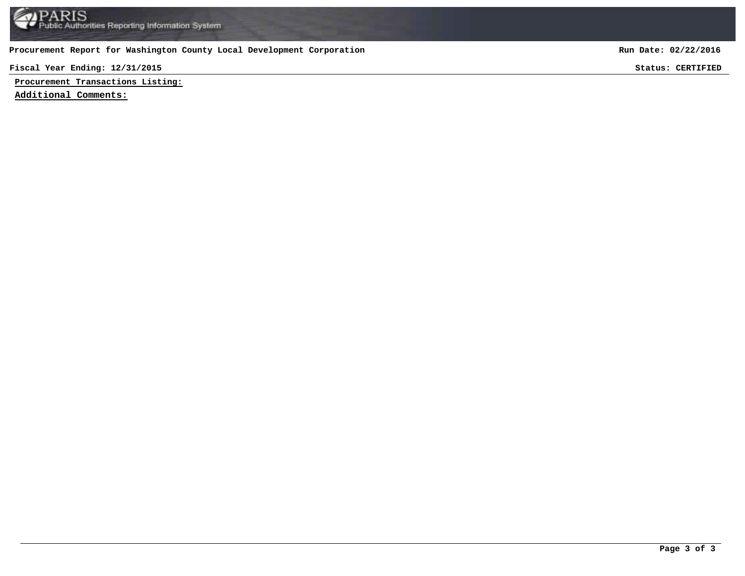**Procurement Report for Washington County Local Development Corporation** | **Run Date: 02/22/2016**

**Fiscal Year Ending: 12/31/2015** | **Status: CERTIFIED**

**Procurement Transactions Listing:**

**Additional Comments:**